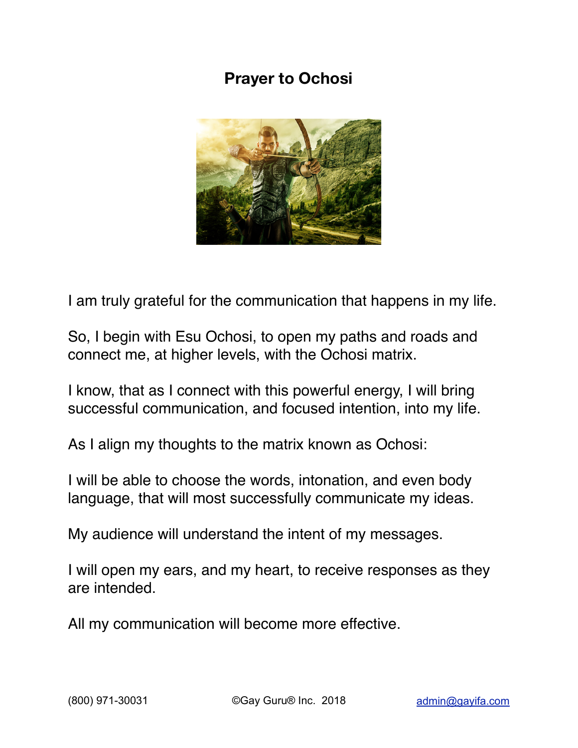# Prayer to Ochosi

I am truly grateful for the communication that happens in my life.

So, I begin with Esu Ochosi, to open my paths and roads and connect me, at higher levels, with the Ochosi matrix.

I know, that as I connect with this powerful energy, I will bring successful communication, and focused intention, into my life.

As I align my thoughts to the matrix known as Ochosi:

I will be able to choose the words, intonation, and even body language, that will most successfully communicate my ideas.

My audience will understand the intent of my messages.

I will open my ears, and my heart, to receive responses as they are intended.

All my communication will become more effective.

(800) 971-30031 ©Gay Guru® Inc. 2018 admin@gayifa.com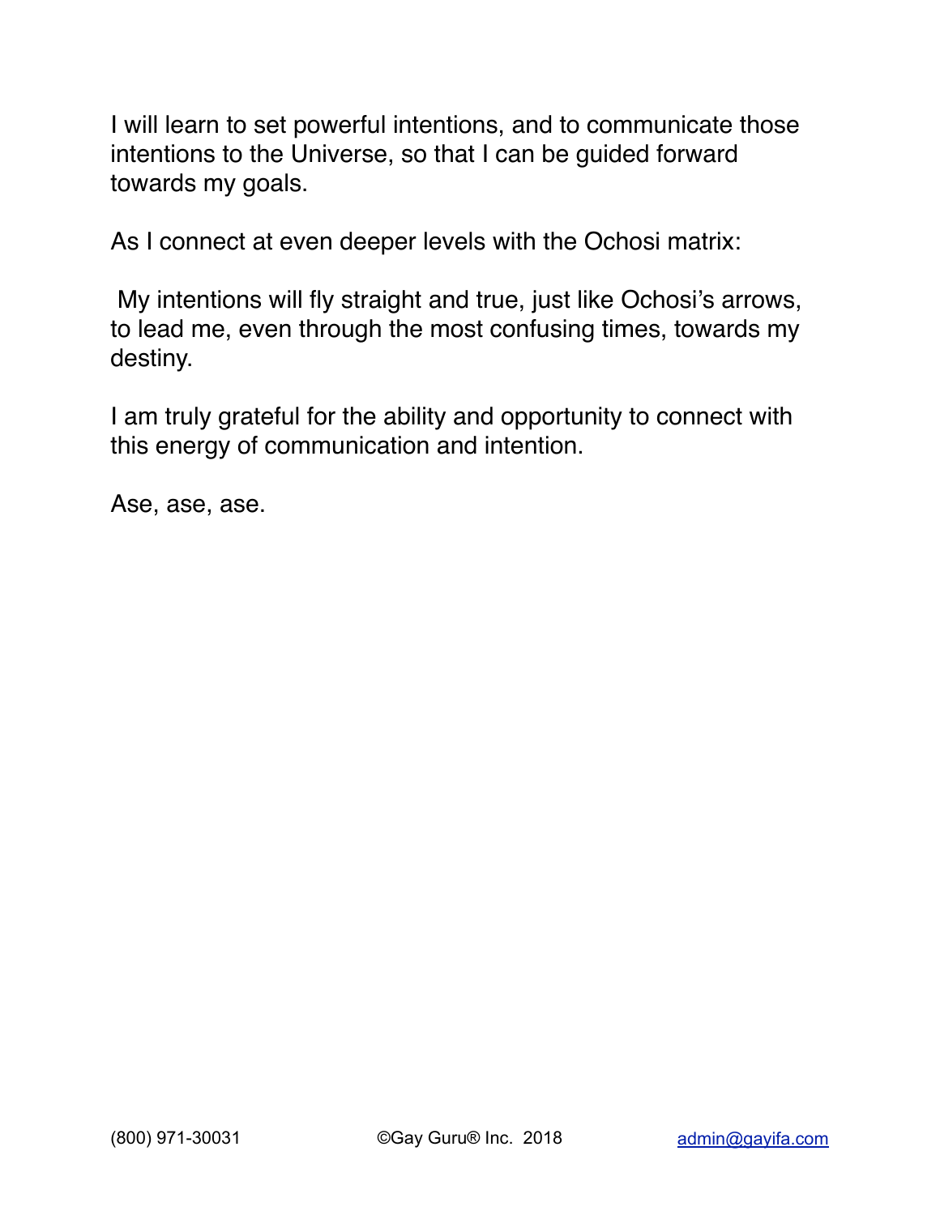I will learn to set powerful intentions, and to communicate those intentions to the Universe, so that I can be guided forward towards my goals.

As I connect at even deeper levels with the Ochosi matrix:

My intentions will fly straight and true, just like Ochosi's arrows, to lead me, even through the most confusing times, towards my destiny.

I am truly grateful for the ability and opportunity to connect with this energy of communication and intention.

Ase, ase, ase.